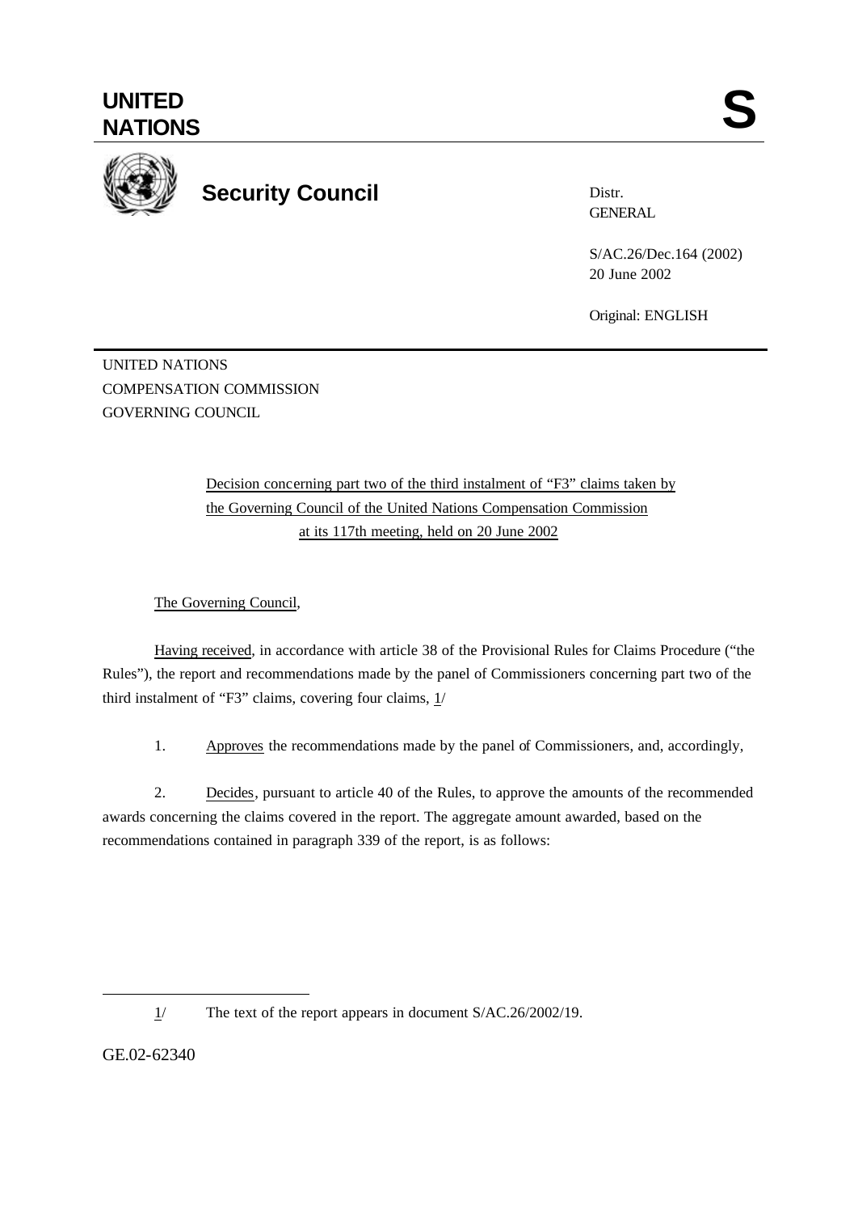UNITED NATIONS

# S

**Security Council**

Distr.
GENERAL

S/AC.26/Dec.164 (2002)
20 June 2002

Original: ENGLISH

UNITED NATIONS
COMPENSATION COMMISSION
GOVERNING COUNCIL

Decision concerning part two of the third instalment of "F3" claims taken by the Governing Council of the United Nations Compensation Commission at its 117th meeting, held on 20 June 2002

The Governing Council,

Having received, in accordance with article 38 of the Provisional Rules for Claims Procedure ("the Rules"), the report and recommendations made by the panel of Commissioners concerning part two of the third instalment of "F3" claims, covering four claims, 1/

1. Approves the recommendations made by the panel of Commissioners, and, accordingly,

2. Decides, pursuant to article 40 of the Rules, to approve the amounts of the recommended awards concerning the claims covered in the report. The aggregate amount awarded, based on the recommendations contained in paragraph 339 of the report, is as follows:

---

1/ The text of the report appears in document S/AC.26/2002/19.

GE.02-62340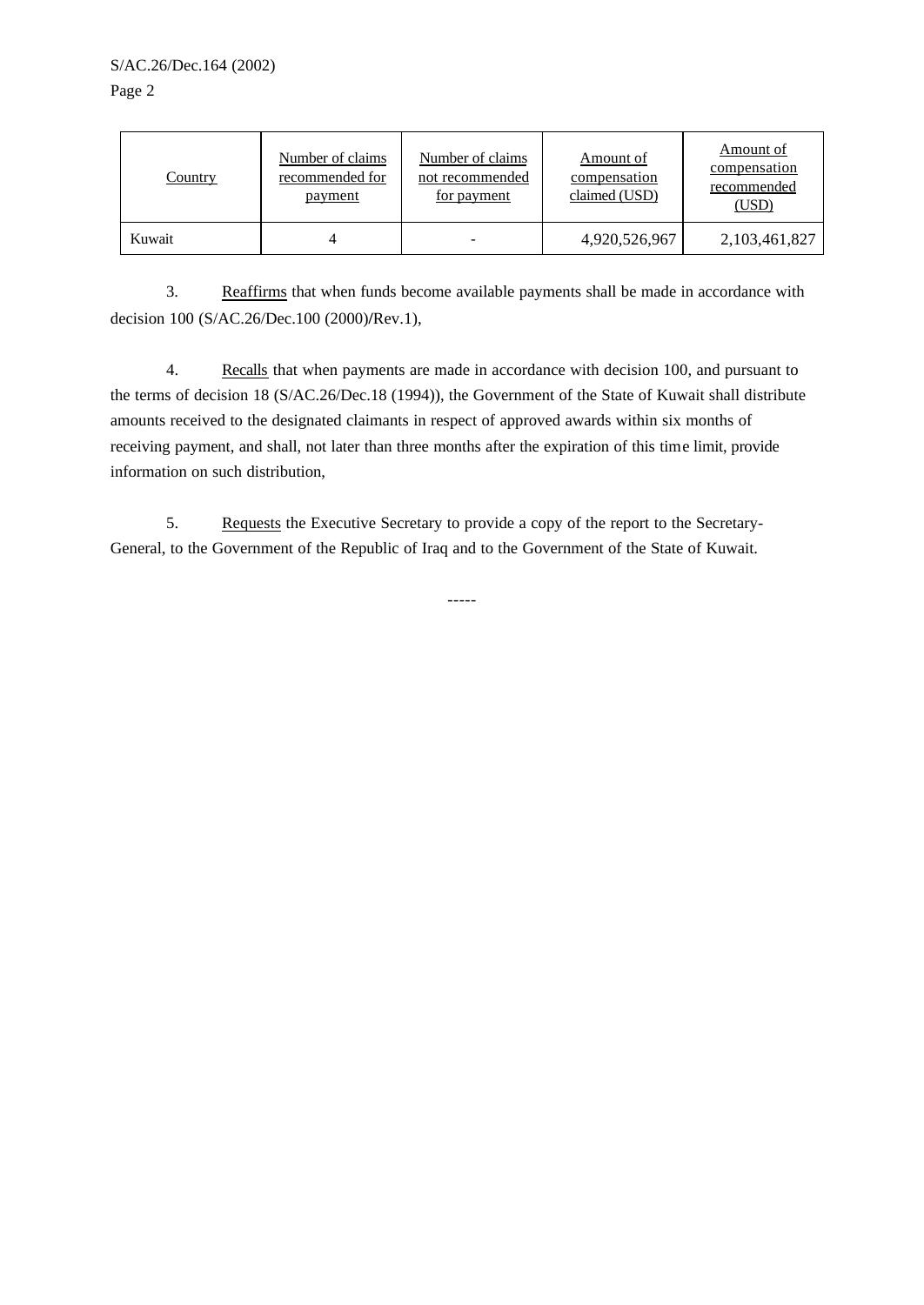| Country | Number of claims recommended for payment | Number of claims not recommended for payment | Amount of compensation claimed (USD) | Amount of compensation recommended (USD) |
|---|---|---|---|---|
| Kuwait | 4 | - | 4,920,526,967 | 2,103,461,827 |

3. Reaffirms that when funds become available payments shall be made in accordance with decision 100 (S/AC.26/Dec.100 (2000)/Rev.1),

4. Recalls that when payments are made in accordance with decision 100, and pursuant to the terms of decision 18 (S/AC.26/Dec.18 (1994)), the Government of the State of Kuwait shall distribute amounts received to the designated claimants in respect of approved awards within six months of receiving payment, and shall, not later than three months after the expiration of this time limit, provide information on such distribution,

5. Requests the Executive Secretary to provide a copy of the report to the Secretary-General, to the Government of the Republic of Iraq and to the Government of the State of Kuwait.

-----